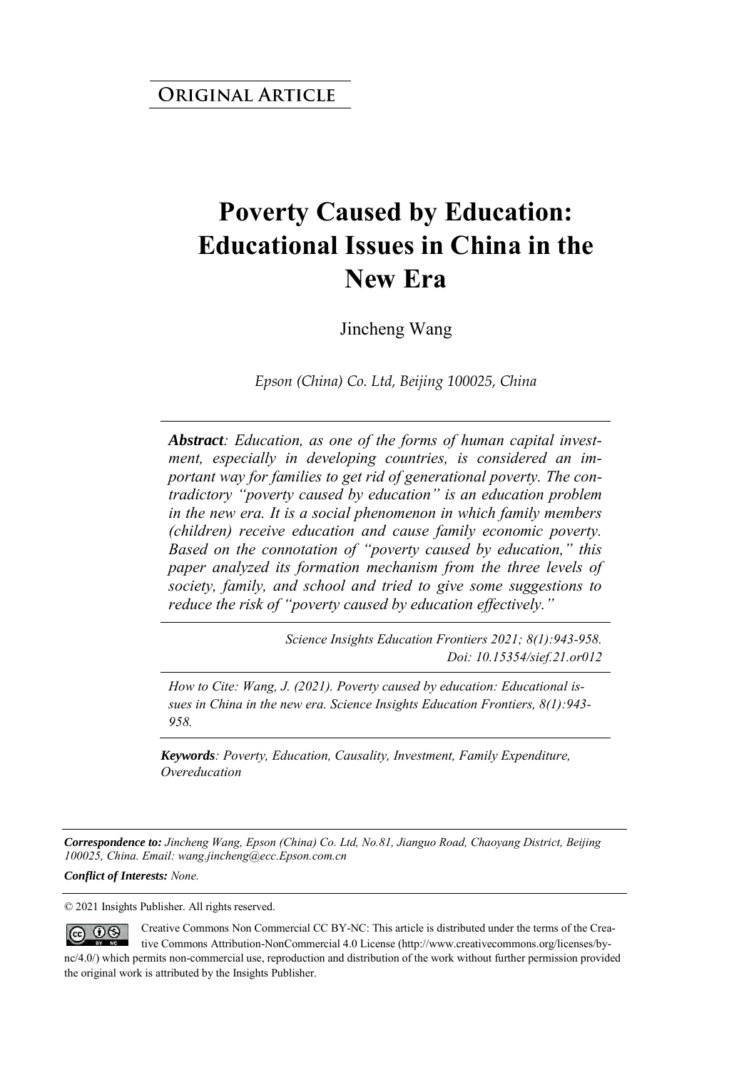**ORIGINAL ARTICLE**

# Poverty Caused by Education: Educational Issues in China in the New Era

Jincheng Wang

*Epson (China) Co. Ltd, Beijing 100025, China*

***Abstract**: Education, as one of the forms of human capital investment, especially in developing countries, is considered an important way for families to get rid of generational poverty. The contradictory "poverty caused by education" is an education problem in the new era. It is a social phenomenon in which family members (children) receive education and cause family economic poverty. Based on the connotation of "poverty caused by education," this paper analyzed its formation mechanism from the three levels of society, family, and school and tried to give some suggestions to reduce the risk of "poverty caused by education effectively."*

*Science Insights Education Frontiers 2021; 8(1):943-958.*
*Doi: 10.15354/sief.21.or012*

*How to Cite: Wang, J. (2021). Poverty caused by education: Educational issues in China in the new era. Science Insights Education Frontiers, 8(1):943-958.*

***Keywords**: Poverty, Education, Causality, Investment, Family Expenditure, Overeducation*

***Correspondence to:** Jincheng Wang, Epson (China) Co. Ltd, No.81, Jianguo Road, Chaoyang District, Beijing 100025, China. Email: wang.jincheng@ecc.Epson.com.cn*

***Conflict of Interests:** None.*

© 2021 Insights Publisher. All rights reserved.

Creative Commons Non Commercial CC BY-NC: This article is distributed under the terms of the Creative Commons Attribution-NonCommercial 4.0 License (http://www.creativecommons.org/licenses/by-nc/4.0/) which permits non-commercial use, reproduction and distribution of the work without further permission provided the original work is attributed by the Insights Publisher.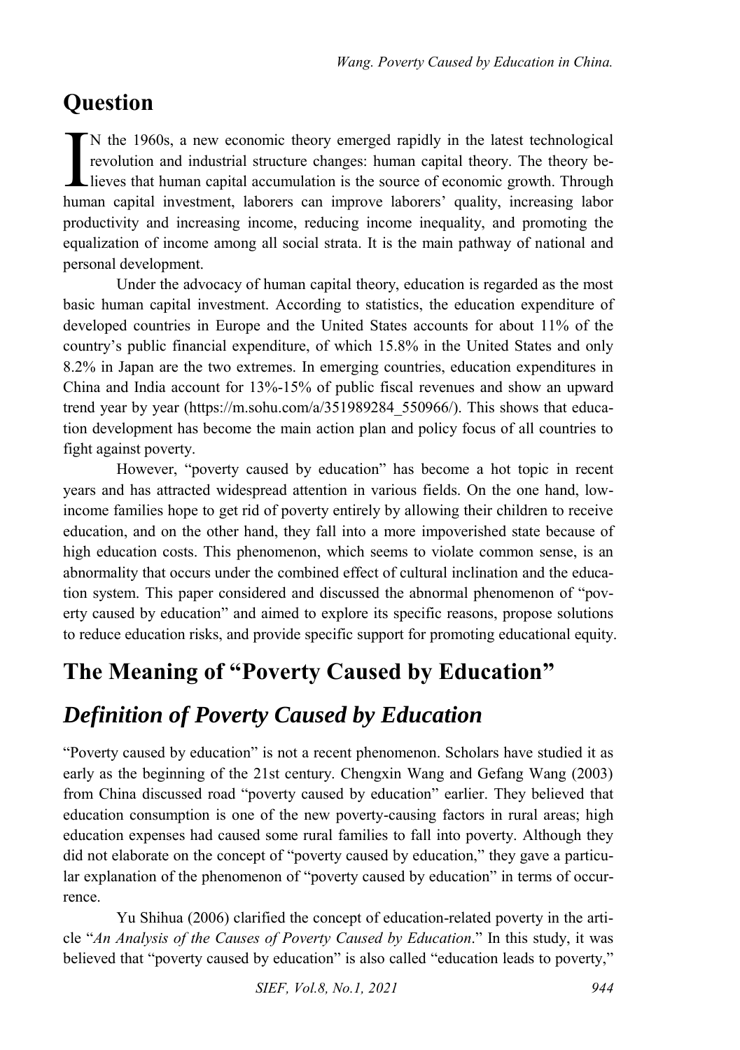# Question

IN the 1960s, a new economic theory emerged rapidly in the latest technological revolution and industrial structure changes: human capital theory. The theory believes that human capital accumulation is the source of economic growth. Through human capital investment, laborers can improve laborers' quality, increasing labor productivity and increasing income, reducing income inequality, and promoting the equalization of income among all social strata. It is the main pathway of national and personal development.

Under the advocacy of human capital theory, education is regarded as the most basic human capital investment. According to statistics, the education expenditure of developed countries in Europe and the United States accounts for about 11% of the country's public financial expenditure, of which 15.8% in the United States and only 8.2% in Japan are the two extremes. In emerging countries, education expenditures in China and India account for 13%-15% of public fiscal revenues and show an upward trend year by year (https://m.sohu.com/a/351989284_550966/). This shows that education development has become the main action plan and policy focus of all countries to fight against poverty.

However, "poverty caused by education" has become a hot topic in recent years and has attracted widespread attention in various fields. On the one hand, low-income families hope to get rid of poverty entirely by allowing their children to receive education, and on the other hand, they fall into a more impoverished state because of high education costs. This phenomenon, which seems to violate common sense, is an abnormality that occurs under the combined effect of cultural inclination and the education system. This paper considered and discussed the abnormal phenomenon of "poverty caused by education" and aimed to explore its specific reasons, propose solutions to reduce education risks, and provide specific support for promoting educational equity.

# The Meaning of "Poverty Caused by Education"

## *Definition of Poverty Caused by Education*

"Poverty caused by education" is not a recent phenomenon. Scholars have studied it as early as the beginning of the 21st century. Chengxin Wang and Gefang Wang (2003) from China discussed road "poverty caused by education" earlier. They believed that education consumption is one of the new poverty-causing factors in rural areas; high education expenses had caused some rural families to fall into poverty. Although they did not elaborate on the concept of "poverty caused by education," they gave a particular explanation of the phenomenon of "poverty caused by education" in terms of occurrence.

Yu Shihua (2006) clarified the concept of education-related poverty in the article "*An Analysis of the Causes of Poverty Caused by Education*." In this study, it was believed that "poverty caused by education" is also called "education leads to poverty,"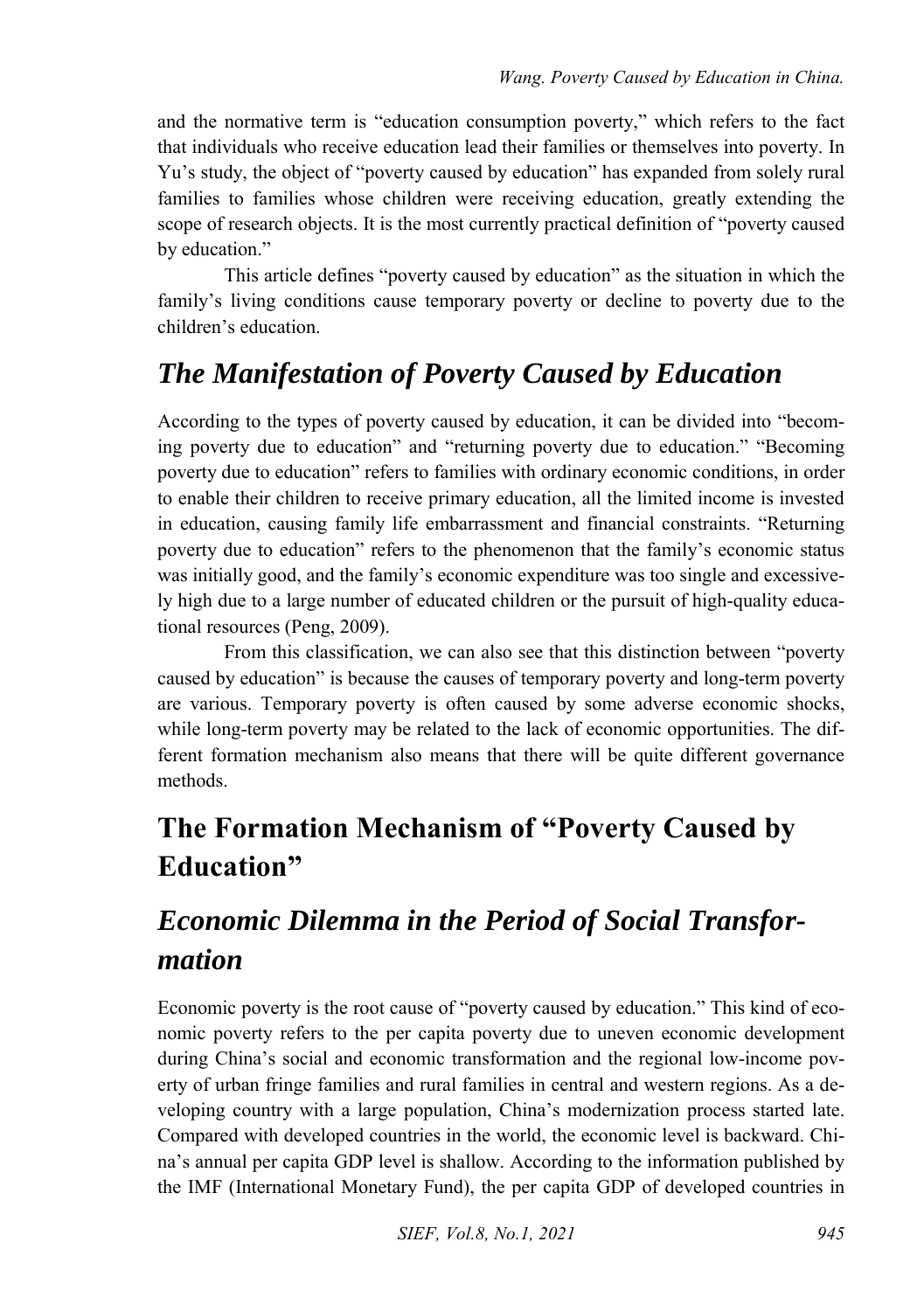and the normative term is "education consumption poverty," which refers to the fact that individuals who receive education lead their families or themselves into poverty. In Yu's study, the object of "poverty caused by education" has expanded from solely rural families to families whose children were receiving education, greatly extending the scope of research objects. It is the most currently practical definition of "poverty caused by education."

This article defines "poverty caused by education" as the situation in which the family's living conditions cause temporary poverty or decline to poverty due to the children's education.

## *The Manifestation of Poverty Caused by Education*

According to the types of poverty caused by education, it can be divided into "becoming poverty due to education" and "returning poverty due to education." "Becoming poverty due to education" refers to families with ordinary economic conditions, in order to enable their children to receive primary education, all the limited income is invested in education, causing family life embarrassment and financial constraints. "Returning poverty due to education" refers to the phenomenon that the family's economic status was initially good, and the family's economic expenditure was too single and excessively high due to a large number of educated children or the pursuit of high-quality educational resources (Peng, 2009).

From this classification, we can also see that this distinction between "poverty caused by education" is because the causes of temporary poverty and long-term poverty are various. Temporary poverty is often caused by some adverse economic shocks, while long-term poverty may be related to the lack of economic opportunities. The different formation mechanism also means that there will be quite different governance methods.

# The Formation Mechanism of "Poverty Caused by Education"

## *Economic Dilemma in the Period of Social Transformation*

Economic poverty is the root cause of "poverty caused by education." This kind of economic poverty refers to the per capita poverty due to uneven economic development during China's social and economic transformation and the regional low-income poverty of urban fringe families and rural families in central and western regions. As a developing country with a large population, China's modernization process started late. Compared with developed countries in the world, the economic level is backward. China's annual per capita GDP level is shallow. According to the information published by the IMF (International Monetary Fund), the per capita GDP of developed countries in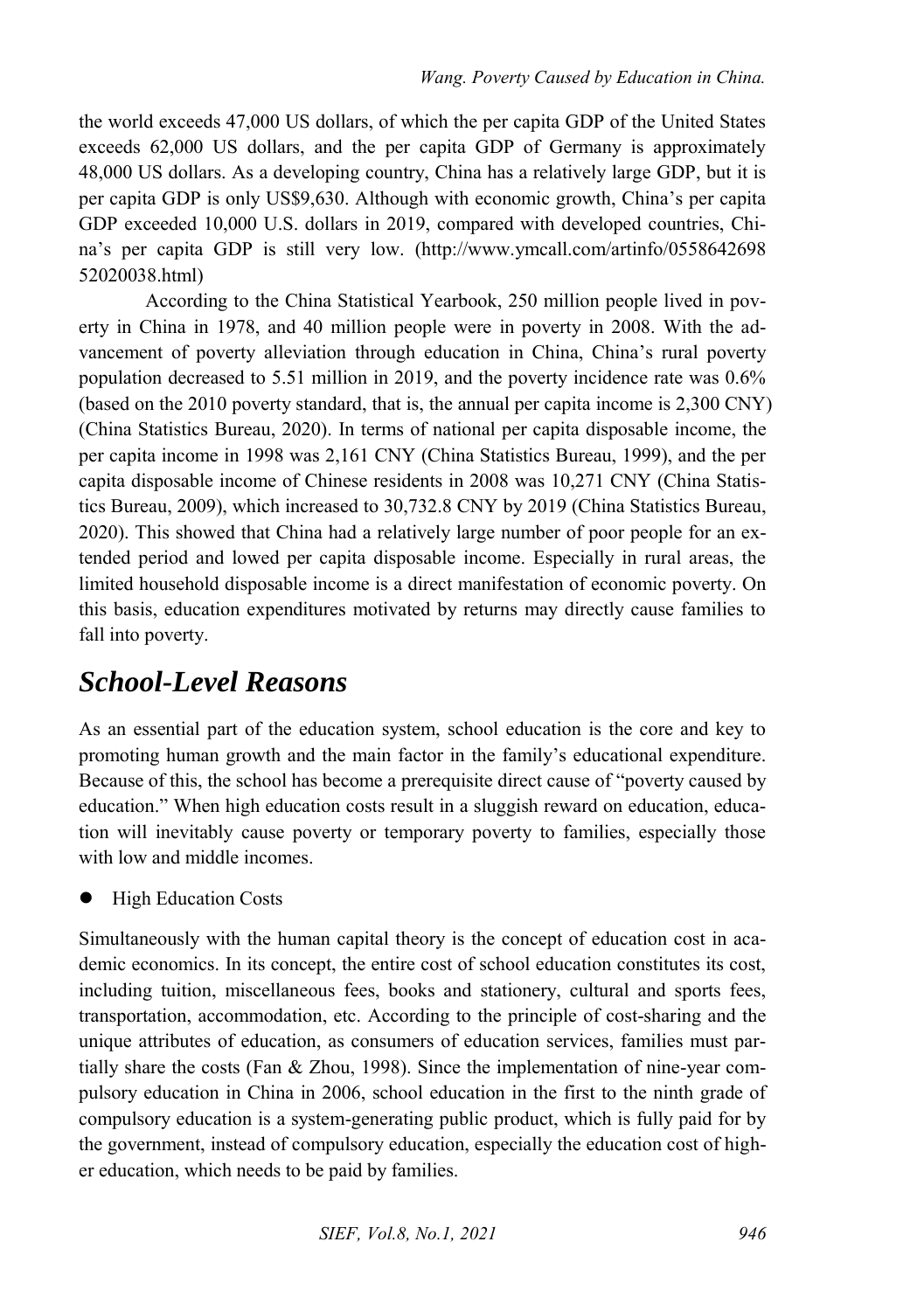the world exceeds 47,000 US dollars, of which the per capita GDP of the United States exceeds 62,000 US dollars, and the per capita GDP of Germany is approximately 48,000 US dollars. As a developing country, China has a relatively large GDP, but it is per capita GDP is only US$9,630. Although with economic growth, China's per capita GDP exceeded 10,000 U.S. dollars in 2019, compared with developed countries, China's per capita GDP is still very low. (http://www.ymcall.com/artinfo/055864269852020038.html)

According to the China Statistical Yearbook, 250 million people lived in poverty in China in 1978, and 40 million people were in poverty in 2008. With the advancement of poverty alleviation through education in China, China's rural poverty population decreased to 5.51 million in 2019, and the poverty incidence rate was 0.6% (based on the 2010 poverty standard, that is, the annual per capita income is 2,300 CNY) (China Statistics Bureau, 2020). In terms of national per capita disposable income, the per capita income in 1998 was 2,161 CNY (China Statistics Bureau, 1999), and the per capita disposable income of Chinese residents in 2008 was 10,271 CNY (China Statistics Bureau, 2009), which increased to 30,732.8 CNY by 2019 (China Statistics Bureau, 2020). This showed that China had a relatively large number of poor people for an extended period and lowed per capita disposable income. Especially in rural areas, the limited household disposable income is a direct manifestation of economic poverty. On this basis, education expenditures motivated by returns may directly cause families to fall into poverty.

## *School-Level Reasons*

As an essential part of the education system, school education is the core and key to promoting human growth and the main factor in the family's educational expenditure. Because of this, the school has become a prerequisite direct cause of "poverty caused by education." When high education costs result in a sluggish reward on education, education will inevitably cause poverty or temporary poverty to families, especially those with low and middle incomes.

- High Education Costs

Simultaneously with the human capital theory is the concept of education cost in academic economics. In its concept, the entire cost of school education constitutes its cost, including tuition, miscellaneous fees, books and stationery, cultural and sports fees, transportation, accommodation, etc. According to the principle of cost-sharing and the unique attributes of education, as consumers of education services, families must partially share the costs (Fan & Zhou, 1998). Since the implementation of nine-year compulsory education in China in 2006, school education in the first to the ninth grade of compulsory education is a system-generating public product, which is fully paid for by the government, instead of compulsory education, especially the education cost of higher education, which needs to be paid by families.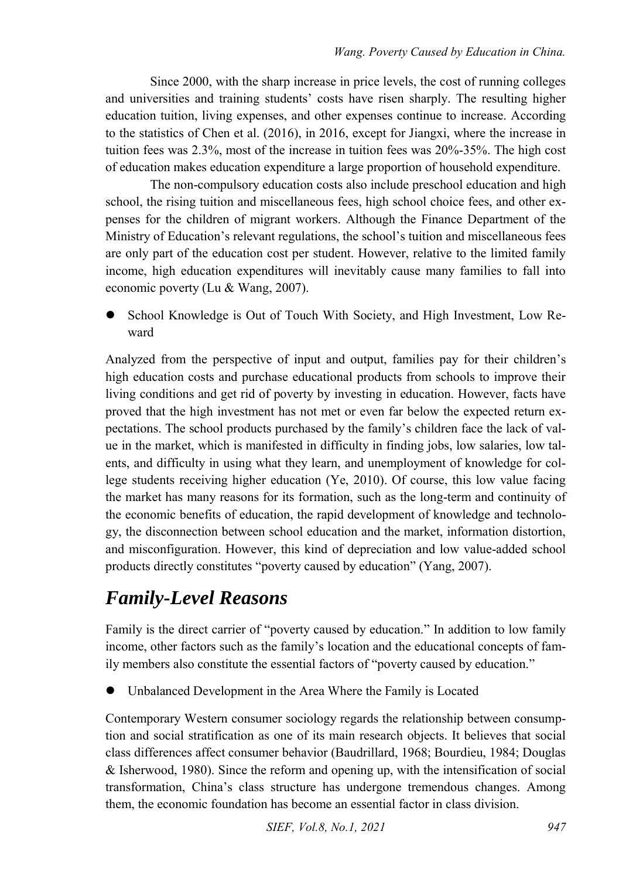Since 2000, with the sharp increase in price levels, the cost of running colleges and universities and training students' costs have risen sharply. The resulting higher education tuition, living expenses, and other expenses continue to increase. According to the statistics of Chen et al. (2016), in 2016, except for Jiangxi, where the increase in tuition fees was 2.3%, most of the increase in tuition fees was 20%-35%. The high cost of education makes education expenditure a large proportion of household expenditure.

The non-compulsory education costs also include preschool education and high school, the rising tuition and miscellaneous fees, high school choice fees, and other expenses for the children of migrant workers. Although the Finance Department of the Ministry of Education's relevant regulations, the school's tuition and miscellaneous fees are only part of the education cost per student. However, relative to the limited family income, high education expenditures will inevitably cause many families to fall into economic poverty (Lu & Wang, 2007).

- School Knowledge is Out of Touch With Society, and High Investment, Low Reward

Analyzed from the perspective of input and output, families pay for their children's high education costs and purchase educational products from schools to improve their living conditions and get rid of poverty by investing in education. However, facts have proved that the high investment has not met or even far below the expected return expectations. The school products purchased by the family's children face the lack of value in the market, which is manifested in difficulty in finding jobs, low salaries, low talents, and difficulty in using what they learn, and unemployment of knowledge for college students receiving higher education (Ye, 2010). Of course, this low value facing the market has many reasons for its formation, such as the long-term and continuity of the economic benefits of education, the rapid development of knowledge and technology, the disconnection between school education and the market, information distortion, and misconfiguration. However, this kind of depreciation and low value-added school products directly constitutes "poverty caused by education" (Yang, 2007).

## *Family-Level Reasons*

Family is the direct carrier of "poverty caused by education." In addition to low family income, other factors such as the family's location and the educational concepts of family members also constitute the essential factors of "poverty caused by education."

- Unbalanced Development in the Area Where the Family is Located

Contemporary Western consumer sociology regards the relationship between consumption and social stratification as one of its main research objects. It believes that social class differences affect consumer behavior (Baudrillard, 1968; Bourdieu, 1984; Douglas & Isherwood, 1980). Since the reform and opening up, with the intensification of social transformation, China's class structure has undergone tremendous changes. Among them, the economic foundation has become an essential factor in class division.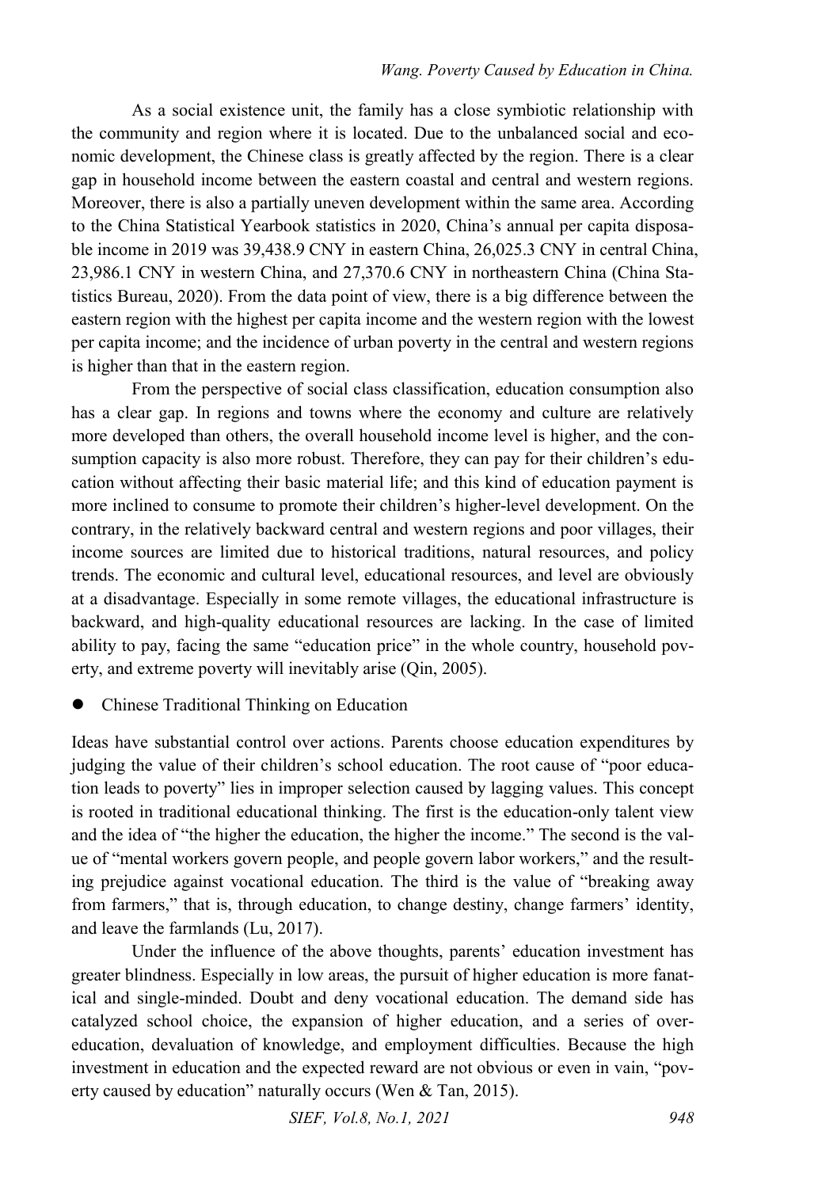As a social existence unit, the family has a close symbiotic relationship with the community and region where it is located. Due to the unbalanced social and economic development, the Chinese class is greatly affected by the region. There is a clear gap in household income between the eastern coastal and central and western regions. Moreover, there is also a partially uneven development within the same area. According to the China Statistical Yearbook statistics in 2020, China's annual per capita disposable income in 2019 was 39,438.9 CNY in eastern China, 26,025.3 CNY in central China, 23,986.1 CNY in western China, and 27,370.6 CNY in northeastern China (China Statistics Bureau, 2020). From the data point of view, there is a big difference between the eastern region with the highest per capita income and the western region with the lowest per capita income; and the incidence of urban poverty in the central and western regions is higher than that in the eastern region.

From the perspective of social class classification, education consumption also has a clear gap. In regions and towns where the economy and culture are relatively more developed than others, the overall household income level is higher, and the consumption capacity is also more robust. Therefore, they can pay for their children's education without affecting their basic material life; and this kind of education payment is more inclined to consume to promote their children's higher-level development. On the contrary, in the relatively backward central and western regions and poor villages, their income sources are limited due to historical traditions, natural resources, and policy trends. The economic and cultural level, educational resources, and level are obviously at a disadvantage. Especially in some remote villages, the educational infrastructure is backward, and high-quality educational resources are lacking. In the case of limited ability to pay, facing the same "education price" in the whole country, household poverty, and extreme poverty will inevitably arise (Qin, 2005).

- Chinese Traditional Thinking on Education

Ideas have substantial control over actions. Parents choose education expenditures by judging the value of their children's school education. The root cause of "poor education leads to poverty" lies in improper selection caused by lagging values. This concept is rooted in traditional educational thinking. The first is the education-only talent view and the idea of "the higher the education, the higher the income." The second is the value of "mental workers govern people, and people govern labor workers," and the resulting prejudice against vocational education. The third is the value of "breaking away from farmers," that is, through education, to change destiny, change farmers' identity, and leave the farmlands (Lu, 2017).

Under the influence of the above thoughts, parents' education investment has greater blindness. Especially in low areas, the pursuit of higher education is more fanatical and single-minded. Doubt and deny vocational education. The demand side has catalyzed school choice, the expansion of higher education, and a series of over-education, devaluation of knowledge, and employment difficulties. Because the high investment in education and the expected reward are not obvious or even in vain, "poverty caused by education" naturally occurs (Wen & Tan, 2015).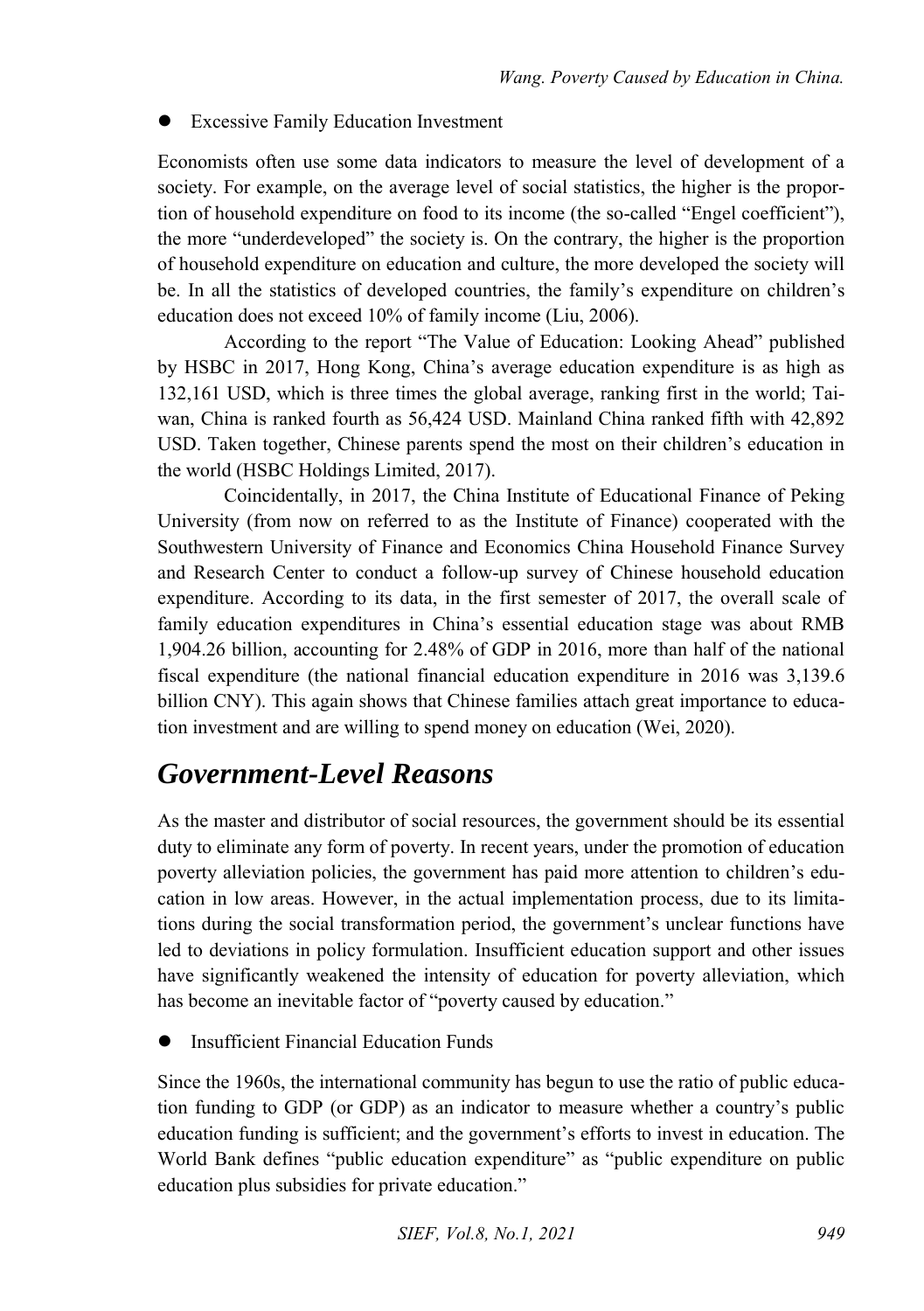- Excessive Family Education Investment

Economists often use some data indicators to measure the level of development of a society. For example, on the average level of social statistics, the higher is the proportion of household expenditure on food to its income (the so-called "Engel coefficient"), the more "underdeveloped" the society is. On the contrary, the higher is the proportion of household expenditure on education and culture, the more developed the society will be. In all the statistics of developed countries, the family's expenditure on children's education does not exceed 10% of family income (Liu, 2006).

According to the report "The Value of Education: Looking Ahead" published by HSBC in 2017, Hong Kong, China's average education expenditure is as high as 132,161 USD, which is three times the global average, ranking first in the world; Taiwan, China is ranked fourth as 56,424 USD. Mainland China ranked fifth with 42,892 USD. Taken together, Chinese parents spend the most on their children's education in the world (HSBC Holdings Limited, 2017).

Coincidentally, in 2017, the China Institute of Educational Finance of Peking University (from now on referred to as the Institute of Finance) cooperated with the Southwestern University of Finance and Economics China Household Finance Survey and Research Center to conduct a follow-up survey of Chinese household education expenditure. According to its data, in the first semester of 2017, the overall scale of family education expenditures in China's essential education stage was about RMB 1,904.26 billion, accounting for 2.48% of GDP in 2016, more than half of the national fiscal expenditure (the national financial education expenditure in 2016 was 3,139.6 billion CNY). This again shows that Chinese families attach great importance to education investment and are willing to spend money on education (Wei, 2020).

## *Government-Level Reasons*

As the master and distributor of social resources, the government should be its essential duty to eliminate any form of poverty. In recent years, under the promotion of education poverty alleviation policies, the government has paid more attention to children's education in low areas. However, in the actual implementation process, due to its limitations during the social transformation period, the government's unclear functions have led to deviations in policy formulation. Insufficient education support and other issues have significantly weakened the intensity of education for poverty alleviation, which has become an inevitable factor of "poverty caused by education."

- Insufficient Financial Education Funds

Since the 1960s, the international community has begun to use the ratio of public education funding to GDP (or GDP) as an indicator to measure whether a country's public education funding is sufficient; and the government's efforts to invest in education. The World Bank defines "public education expenditure" as "public expenditure on public education plus subsidies for private education."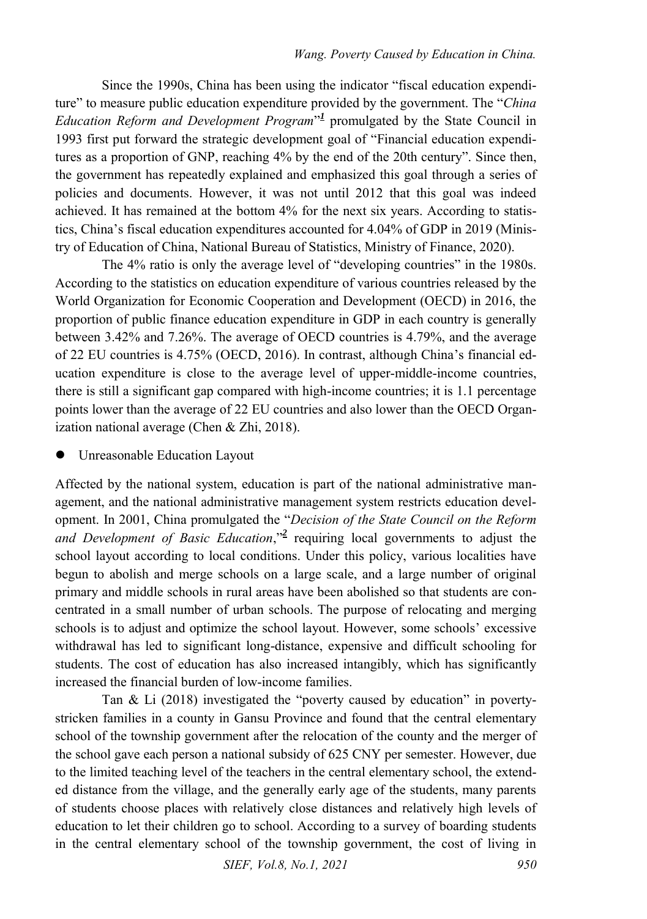Since the 1990s, China has been using the indicator "fiscal education expenditure" to measure public education expenditure provided by the government. The "*China Education Reform and Development Program*"[1] promulgated by the State Council in 1993 first put forward the strategic development goal of "Financial education expenditures as a proportion of GNP, reaching 4% by the end of the 20th century". Since then, the government has repeatedly explained and emphasized this goal through a series of policies and documents. However, it was not until 2012 that this goal was indeed achieved. It has remained at the bottom 4% for the next six years. According to statistics, China's fiscal education expenditures accounted for 4.04% of GDP in 2019 (Ministry of Education of China, National Bureau of Statistics, Ministry of Finance, 2020).

The 4% ratio is only the average level of "developing countries" in the 1980s. According to the statistics on education expenditure of various countries released by the World Organization for Economic Cooperation and Development (OECD) in 2016, the proportion of public finance education expenditure in GDP in each country is generally between 3.42% and 7.26%. The average of OECD countries is 4.79%, and the average of 22 EU countries is 4.75% (OECD, 2016). In contrast, although China's financial education expenditure is close to the average level of upper-middle-income countries, there is still a significant gap compared with high-income countries; it is 1.1 percentage points lower than the average of 22 EU countries and also lower than the OECD Organization national average (Chen & Zhi, 2018).

- Unreasonable Education Layout

Affected by the national system, education is part of the national administrative management, and the national administrative management system restricts education development. In 2001, China promulgated the "*Decision of the State Council on the Reform and Development of Basic Education*,"[2] requiring local governments to adjust the school layout according to local conditions. Under this policy, various localities have begun to abolish and merge schools on a large scale, and a large number of original primary and middle schools in rural areas have been abolished so that students are concentrated in a small number of urban schools. The purpose of relocating and merging schools is to adjust and optimize the school layout. However, some schools' excessive withdrawal has led to significant long-distance, expensive and difficult schooling for students. The cost of education has also increased intangibly, which has significantly increased the financial burden of low-income families.

Tan & Li (2018) investigated the "poverty caused by education" in poverty-stricken families in a county in Gansu Province and found that the central elementary school of the township government after the relocation of the county and the merger of the school gave each person a national subsidy of 625 CNY per semester. However, due to the limited teaching level of the teachers in the central elementary school, the extended distance from the village, and the generally early age of the students, many parents of students choose places with relatively close distances and relatively high levels of education to let their children go to school. According to a survey of boarding students in the central elementary school of the township government, the cost of living in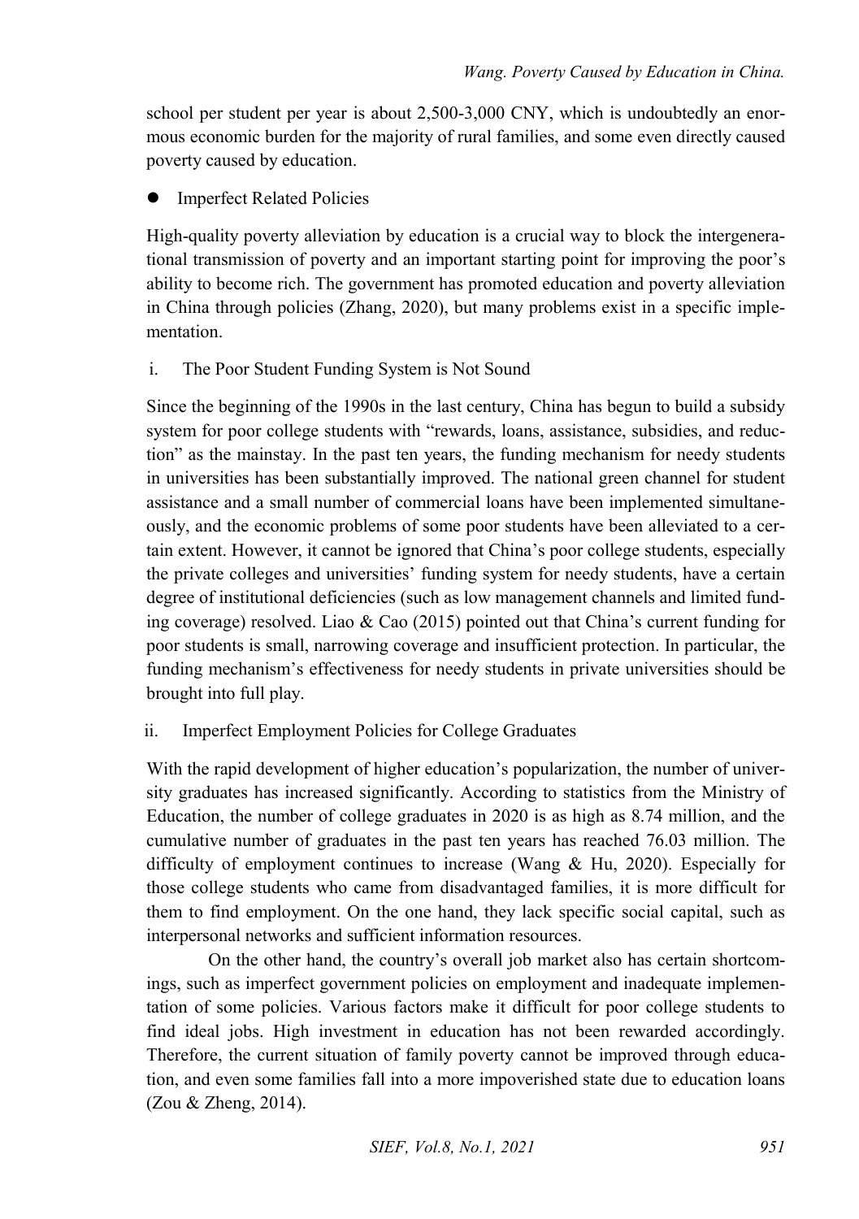school per student per year is about 2,500-3,000 CNY, which is undoubtedly an enormous economic burden for the majority of rural families, and some even directly caused poverty caused by education.

- Imperfect Related Policies

High-quality poverty alleviation by education is a crucial way to block the intergenerational transmission of poverty and an important starting point for improving the poor's ability to become rich. The government has promoted education and poverty alleviation in China through policies (Zhang, 2020), but many problems exist in a specific implementation.

i. The Poor Student Funding System is Not Sound

Since the beginning of the 1990s in the last century, China has begun to build a subsidy system for poor college students with "rewards, loans, assistance, subsidies, and reduction" as the mainstay. In the past ten years, the funding mechanism for needy students in universities has been substantially improved. The national green channel for student assistance and a small number of commercial loans have been implemented simultaneously, and the economic problems of some poor students have been alleviated to a certain extent. However, it cannot be ignored that China's poor college students, especially the private colleges and universities' funding system for needy students, have a certain degree of institutional deficiencies (such as low management channels and limited funding coverage) resolved. Liao & Cao (2015) pointed out that China's current funding for poor students is small, narrowing coverage and insufficient protection. In particular, the funding mechanism's effectiveness for needy students in private universities should be brought into full play.

ii. Imperfect Employment Policies for College Graduates

With the rapid development of higher education's popularization, the number of university graduates has increased significantly. According to statistics from the Ministry of Education, the number of college graduates in 2020 is as high as 8.74 million, and the cumulative number of graduates in the past ten years has reached 76.03 million. The difficulty of employment continues to increase (Wang & Hu, 2020). Especially for those college students who came from disadvantaged families, it is more difficult for them to find employment. On the one hand, they lack specific social capital, such as interpersonal networks and sufficient information resources.

On the other hand, the country's overall job market also has certain shortcomings, such as imperfect government policies on employment and inadequate implementation of some policies. Various factors make it difficult for poor college students to find ideal jobs. High investment in education has not been rewarded accordingly. Therefore, the current situation of family poverty cannot be improved through education, and even some families fall into a more impoverished state due to education loans (Zou & Zheng, 2014).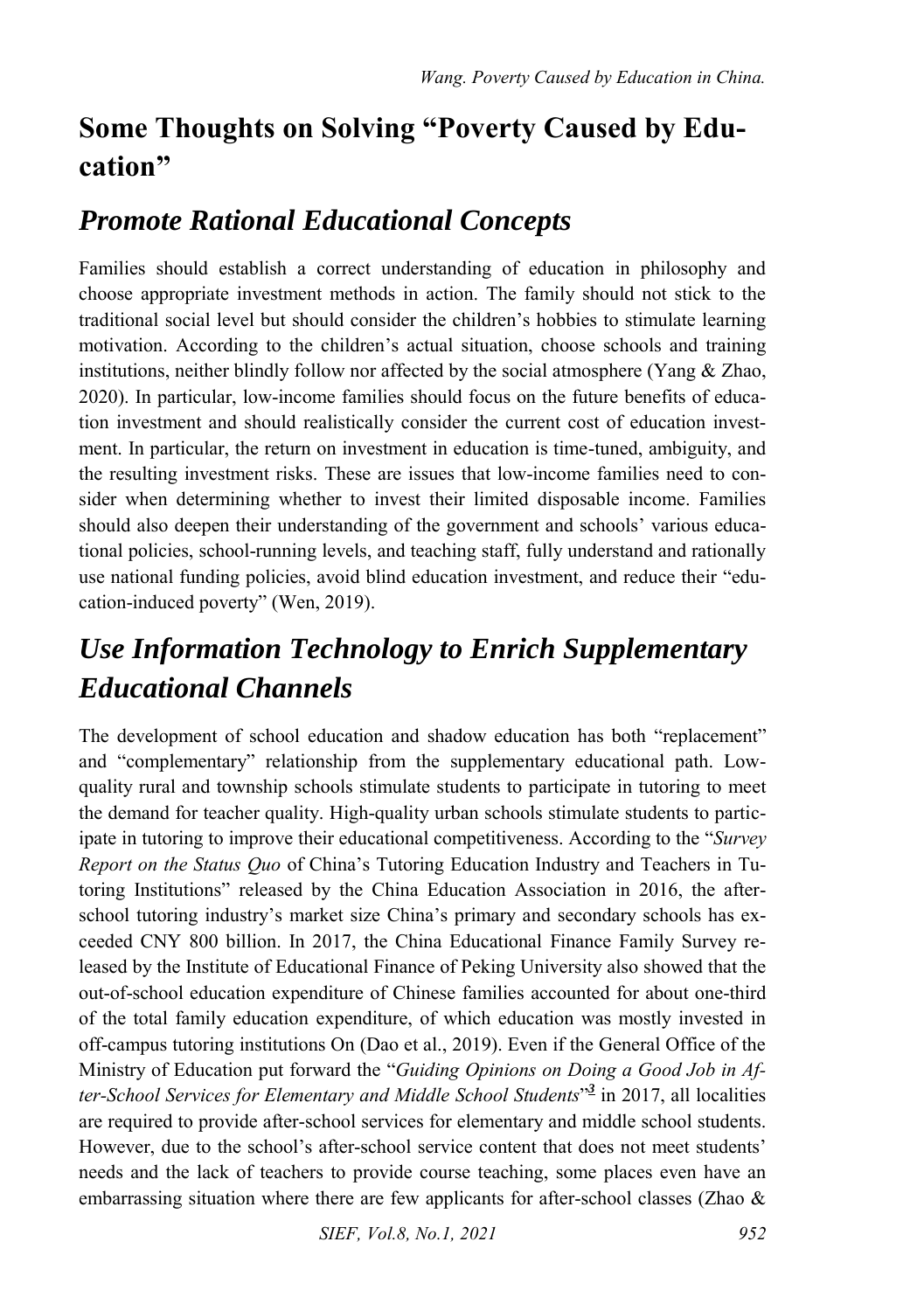## Some Thoughts on Solving “Poverty Caused by Education”

### *Promote Rational Educational Concepts*

Families should establish a correct understanding of education in philosophy and choose appropriate investment methods in action. The family should not stick to the traditional social level but should consider the children’s hobbies to stimulate learning motivation. According to the children’s actual situation, choose schools and training institutions, neither blindly follow nor affected by the social atmosphere (Yang & Zhao, 2020). In particular, low-income families should focus on the future benefits of education investment and should realistically consider the current cost of education investment. In particular, the return on investment in education is time-tuned, ambiguity, and the resulting investment risks. These are issues that low-income families need to consider when determining whether to invest their limited disposable income. Families should also deepen their understanding of the government and schools’ various educational policies, school-running levels, and teaching staff, fully understand and rationally use national funding policies, avoid blind education investment, and reduce their “education-induced poverty” (Wen, 2019).

### *Use Information Technology to Enrich Supplementary Educational Channels*

The development of school education and shadow education has both “replacement” and “complementary” relationship from the supplementary educational path. Low-quality rural and township schools stimulate students to participate in tutoring to meet the demand for teacher quality. High-quality urban schools stimulate students to participate in tutoring to improve their educational competitiveness. According to the “*Survey Report on the Status Quo* of China’s Tutoring Education Industry and Teachers in Tutoring Institutions” released by the China Education Association in 2016, the after-school tutoring industry’s market size China’s primary and secondary schools has exceeded CNY 800 billion. In 2017, the China Educational Finance Family Survey released by the Institute of Educational Finance of Peking University also showed that the out-of-school education expenditure of Chinese families accounted for about one-third of the total family education expenditure, of which education was mostly invested in off-campus tutoring institutions On (Dao et al., 2019). Even if the General Office of the Ministry of Education put forward the “*Guiding Opinions on Doing a Good Job in After-School Services for Elementary and Middle School Students*”[3] in 2017, all localities are required to provide after-school services for elementary and middle school students. However, due to the school’s after-school service content that does not meet students’ needs and the lack of teachers to provide course teaching, some places even have an embarrassing situation where there are few applicants for after-school classes (Zhao &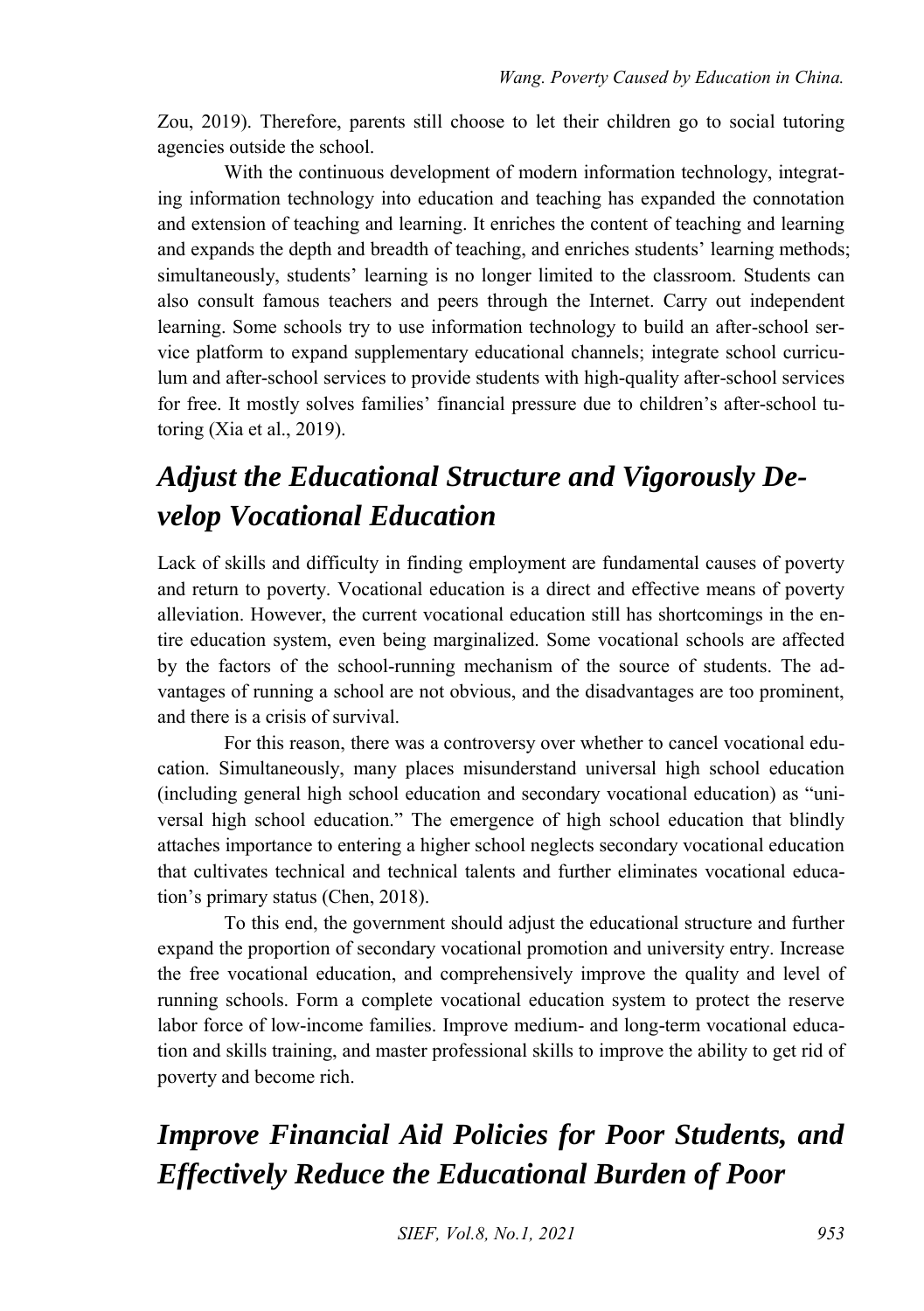Zou, 2019). Therefore, parents still choose to let their children go to social tutoring agencies outside the school.

With the continuous development of modern information technology, integrating information technology into education and teaching has expanded the connotation and extension of teaching and learning. It enriches the content of teaching and learning and expands the depth and breadth of teaching, and enriches students' learning methods; simultaneously, students' learning is no longer limited to the classroom. Students can also consult famous teachers and peers through the Internet. Carry out independent learning. Some schools try to use information technology to build an after-school service platform to expand supplementary educational channels; integrate school curriculum and after-school services to provide students with high-quality after-school services for free. It mostly solves families' financial pressure due to children's after-school tutoring (Xia et al., 2019).

## *Adjust the Educational Structure and Vigorously Develop Vocational Education*

Lack of skills and difficulty in finding employment are fundamental causes of poverty and return to poverty. Vocational education is a direct and effective means of poverty alleviation. However, the current vocational education still has shortcomings in the entire education system, even being marginalized. Some vocational schools are affected by the factors of the school-running mechanism of the source of students. The advantages of running a school are not obvious, and the disadvantages are too prominent, and there is a crisis of survival.

For this reason, there was a controversy over whether to cancel vocational education. Simultaneously, many places misunderstand universal high school education (including general high school education and secondary vocational education) as "universal high school education." The emergence of high school education that blindly attaches importance to entering a higher school neglects secondary vocational education that cultivates technical and technical talents and further eliminates vocational education's primary status (Chen, 2018).

To this end, the government should adjust the educational structure and further expand the proportion of secondary vocational promotion and university entry. Increase the free vocational education, and comprehensively improve the quality and level of running schools. Form a complete vocational education system to protect the reserve labor force of low-income families. Improve medium- and long-term vocational education and skills training, and master professional skills to improve the ability to get rid of poverty and become rich.

## *Improve Financial Aid Policies for Poor Students, and Effectively Reduce the Educational Burden of Poor*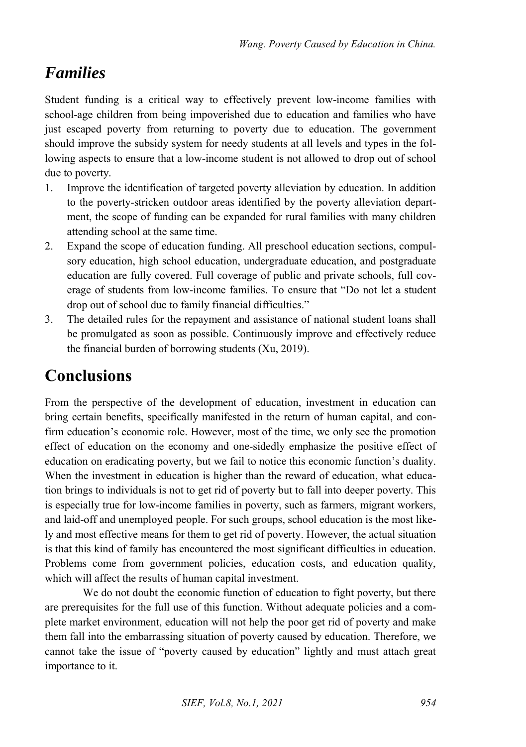## *Families*

Student funding is a critical way to effectively prevent low-income families with school-age children from being impoverished due to education and families who have just escaped poverty from returning to poverty due to education. The government should improve the subsidy system for needy students at all levels and types in the following aspects to ensure that a low-income student is not allowed to drop out of school due to poverty.

1. Improve the identification of targeted poverty alleviation by education. In addition to the poverty-stricken outdoor areas identified by the poverty alleviation department, the scope of funding can be expanded for rural families with many children attending school at the same time.
2. Expand the scope of education funding. All preschool education sections, compulsory education, high school education, undergraduate education, and postgraduate education are fully covered. Full coverage of public and private schools, full coverage of students from low-income families. To ensure that "Do not let a student drop out of school due to family financial difficulties."
3. The detailed rules for the repayment and assistance of national student loans shall be promulgated as soon as possible. Continuously improve and effectively reduce the financial burden of borrowing students (Xu, 2019).

# Conclusions

From the perspective of the development of education, investment in education can bring certain benefits, specifically manifested in the return of human capital, and confirm education's economic role. However, most of the time, we only see the promotion effect of education on the economy and one-sidedly emphasize the positive effect of education on eradicating poverty, but we fail to notice this economic function's duality. When the investment in education is higher than the reward of education, what education brings to individuals is not to get rid of poverty but to fall into deeper poverty. This is especially true for low-income families in poverty, such as farmers, migrant workers, and laid-off and unemployed people. For such groups, school education is the most likely and most effective means for them to get rid of poverty. However, the actual situation is that this kind of family has encountered the most significant difficulties in education. Problems come from government policies, education costs, and education quality, which will affect the results of human capital investment.

We do not doubt the economic function of education to fight poverty, but there are prerequisites for the full use of this function. Without adequate policies and a complete market environment, education will not help the poor get rid of poverty and make them fall into the embarrassing situation of poverty caused by education. Therefore, we cannot take the issue of "poverty caused by education" lightly and must attach great importance to it.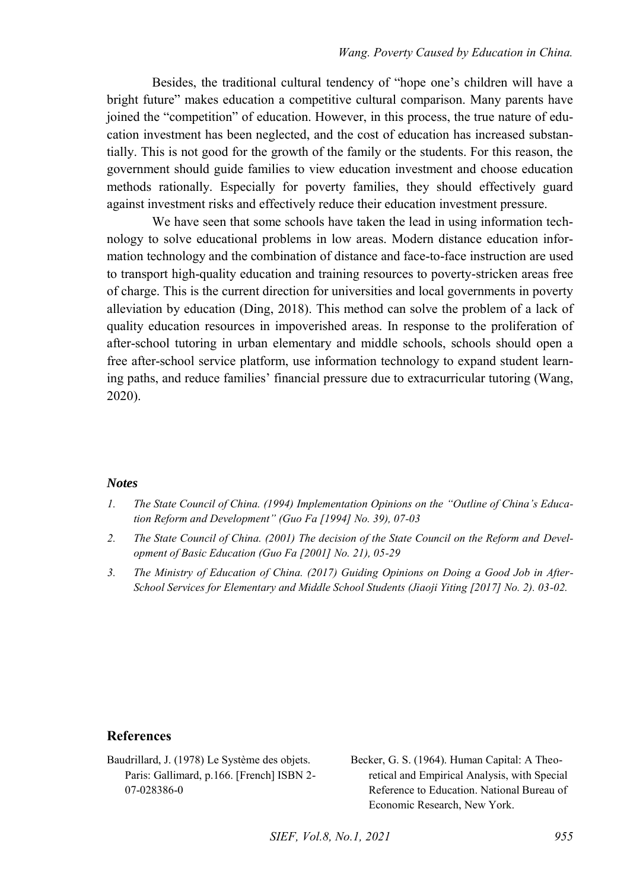Besides, the traditional cultural tendency of "hope one's children will have a bright future" makes education a competitive cultural comparison. Many parents have joined the "competition" of education. However, in this process, the true nature of education investment has been neglected, and the cost of education has increased substantially. This is not good for the growth of the family or the students. For this reason, the government should guide families to view education investment and choose education methods rationally. Especially for poverty families, they should effectively guard against investment risks and effectively reduce their education investment pressure.

We have seen that some schools have taken the lead in using information technology to solve educational problems in low areas. Modern distance education information technology and the combination of distance and face-to-face instruction are used to transport high-quality education and training resources to poverty-stricken areas free of charge. This is the current direction for universities and local governments in poverty alleviation by education (Ding, 2018). This method can solve the problem of a lack of quality education resources in impoverished areas. In response to the proliferation of after-school tutoring in urban elementary and middle schools, schools should open a free after-school service platform, use information technology to expand student learning paths, and reduce families' financial pressure due to extracurricular tutoring (Wang, 2020).

### *Notes*

1. *The State Council of China. (1994) Implementation Opinions on the "Outline of China's Education Reform and Development" (Guo Fa [1994] No. 39), 07-03*
2. *The State Council of China. (2001) The decision of the State Council on the Reform and Development of Basic Education (Guo Fa [2001] No. 21), 05-29*
3. *The Ministry of Education of China. (2017) Guiding Opinions on Doing a Good Job in After-School Services for Elementary and Middle School Students (Jiaoji Yiting [2017] No. 2). 03-02.*

## References

Baudrillard, J. (1978) Le Système des objets. Paris: Gallimard, p.166. [French] ISBN 2-07-028386-0

Becker, G. S. (1964). Human Capital: A Theoretical and Empirical Analysis, with Special Reference to Education. National Bureau of Economic Research, New York.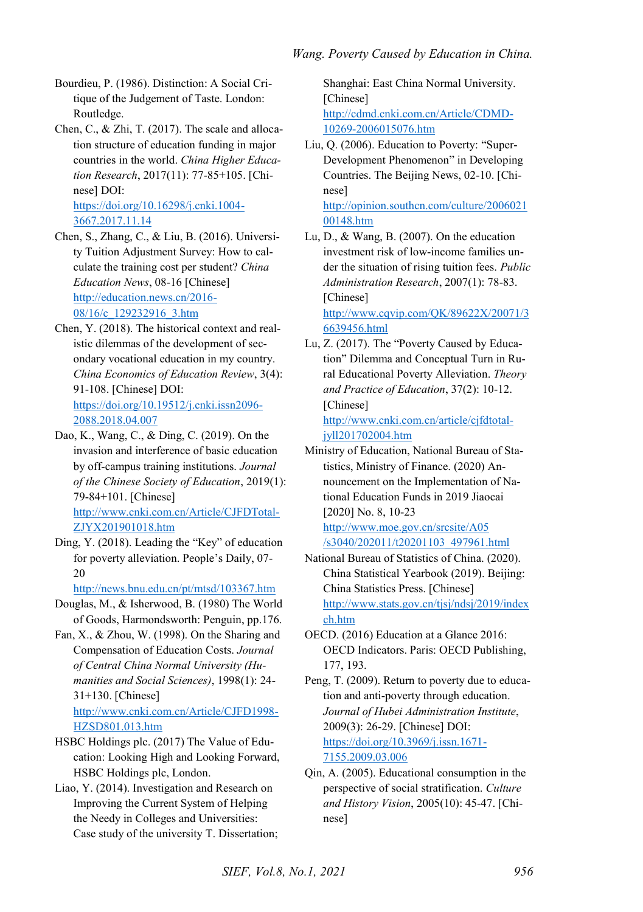Bourdieu, P. (1986). Distinction: A Social Critique of the Judgement of Taste. London: Routledge.

Chen, C., & Zhi, T. (2017). The scale and allocation structure of education funding in major countries in the world. *China Higher Education Research*, 2017(11): 77-85+105. [Chinese] DOI: https://doi.org/10.16298/j.cnki.1004-3667.2017.11.14

Chen, S., Zhang, C., & Liu, B. (2016). University Tuition Adjustment Survey: How to calculate the training cost per student? *China Education News*, 08-16 [Chinese] http://education.news.cn/2016-08/16/c_129232916_3.htm

Chen, Y. (2018). The historical context and realistic dilemmas of the development of secondary vocational education in my country. *China Economics of Education Review*, 3(4): 91-108. [Chinese] DOI: https://doi.org/10.19512/j.cnki.issn2096-2088.2018.04.007

Dao, K., Wang, C., & Ding, C. (2019). On the invasion and interference of basic education by off-campus training institutions. *Journal of the Chinese Society of Education*, 2019(1): 79-84+101. [Chinese] http://www.cnki.com.cn/Article/CJFDTotal-ZJYX201901018.htm

Ding, Y. (2018). Leading the "Key" of education for poverty alleviation. People's Daily, 07-20 http://news.bnu.edu.cn/pt/mtsd/103367.htm

Douglas, M., & Isherwood, B. (1980) The World of Goods, Harmondsworth: Penguin, pp.176.

Fan, X., & Zhou, W. (1998). On the Sharing and Compensation of Education Costs. *Journal of Central China Normal University (Humanities and Social Sciences)*, 1998(1): 24-31+130. [Chinese] http://www.cnki.com.cn/Article/CJFD1998-HZSD801.013.htm

HSBC Holdings plc. (2017) The Value of Education: Looking High and Looking Forward, HSBC Holdings plc, London.

Liao, Y. (2014). Investigation and Research on Improving the Current System of Helping the Needy in Colleges and Universities: Case study of the university T. Dissertation; Shanghai: East China Normal University. [Chinese] http://cdmd.cnki.com.cn/Article/CDMD-10269-2006015076.htm

Liu, Q. (2006). Education to Poverty: "Super-Development Phenomenon" in Developing Countries. The Beijing News, 02-10. [Chinese] http://opinion.southcn.com/culture/200602100148.htm

Lu, D., & Wang, B. (2007). On the education investment risk of low-income families under the situation of rising tuition fees. *Public Administration Research*, 2007(1): 78-83. [Chinese] http://www.cqvip.com/QK/89622X/20071/36639456.html

Lu, Z. (2017). The "Poverty Caused by Education" Dilemma and Conceptual Turn in Rural Educational Poverty Alleviation. *Theory and Practice of Education*, 37(2): 10-12. [Chinese] http://www.cnki.com.cn/article/cjfdtotal-jyll201702004.htm

Ministry of Education, National Bureau of Statistics, Ministry of Finance. (2020) Announcement on the Implementation of National Education Funds in 2019 Jiaocai [2020] No. 8, 10-23 http://www.moe.gov.cn/srcsite/A05/s3040/202011/t20201103_497961.html

National Bureau of Statistics of China. (2020). China Statistical Yearbook (2019). Beijing: China Statistics Press. [Chinese] http://www.stats.gov.cn/tjsj/ndsj/2019/indexch.htm

OECD. (2016) Education at a Glance 2016: OECD Indicators. Paris: OECD Publishing, 177, 193.

Peng, T. (2009). Return to poverty due to education and anti-poverty through education. *Journal of Hubei Administration Institute*, 2009(3): 26-29. [Chinese] DOI: https://doi.org/10.3969/j.issn.1671-7155.2009.03.006

Qin, A. (2005). Educational consumption in the perspective of social stratification. *Culture and History Vision*, 2005(10): 45-47. [Chinese]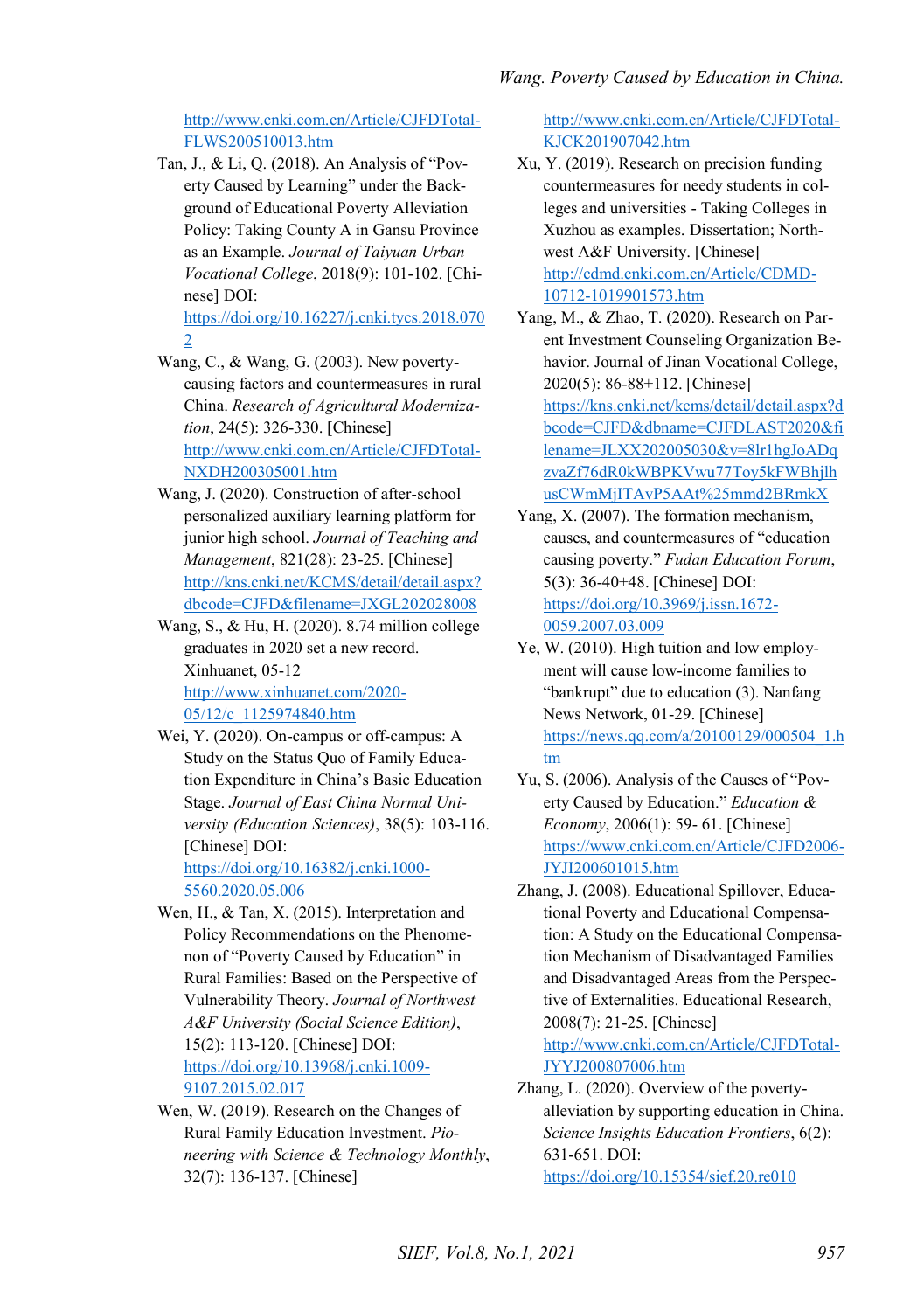http://www.cnki.com.cn/Article/CJFDTotal-FLWS200510013.htm

Tan, J., & Li, Q. (2018). An Analysis of "Poverty Caused by Learning" under the Background of Educational Poverty Alleviation Policy: Taking County A in Gansu Province as an Example. *Journal of Taiyuan Urban Vocational College*, 2018(9): 101-102. [Chinese] DOI: https://doi.org/10.16227/j.cnki.tycs.2018.0702

Wang, C., & Wang, G. (2003). New poverty-causing factors and countermeasures in rural China. *Research of Agricultural Modernization*, 24(5): 326-330. [Chinese] http://www.cnki.com.cn/Article/CJFDTotal-NXDH200305001.htm

Wang, J. (2020). Construction of after-school personalized auxiliary learning platform for junior high school. *Journal of Teaching and Management*, 821(28): 23-25. [Chinese] http://kns.cnki.net/KCMS/detail/detail.aspx?dbcode=CJFD&filename=JXGL202028008

Wang, S., & Hu, H. (2020). 8.74 million college graduates in 2020 set a new record. Xinhuanet, 05-12 http://www.xinhuanet.com/2020-05/12/c_1125974840.htm

Wei, Y. (2020). On-campus or off-campus: A Study on the Status Quo of Family Education Expenditure in China's Basic Education Stage. *Journal of East China Normal University (Education Sciences)*, 38(5): 103-116. [Chinese] DOI: https://doi.org/10.16382/j.cnki.1000-5560.2020.05.006

Wen, H., & Tan, X. (2015). Interpretation and Policy Recommendations on the Phenomenon of "Poverty Caused by Education" in Rural Families: Based on the Perspective of Vulnerability Theory. *Journal of Northwest A&F University (Social Science Edition)*, 15(2): 113-120. [Chinese] DOI: https://doi.org/10.13968/j.cnki.1009-9107.2015.02.017

Wen, W. (2019). Research on the Changes of Rural Family Education Investment. *Pioneering with Science & Technology Monthly*, 32(7): 136-137. [Chinese] http://www.cnki.com.cn/Article/CJFDTotal-KJCK201907042.htm

Xu, Y. (2019). Research on precision funding countermeasures for needy students in colleges and universities - Taking Colleges in Xuzhou as examples. Dissertation; Northwest A&F University. [Chinese] http://cdmd.cnki.com.cn/Article/CDMD-10712-1019901573.htm

Yang, M., & Zhao, T. (2020). Research on Parent Investment Counseling Organization Behavior. Journal of Jinan Vocational College, 2020(5): 86-88+112. [Chinese] https://kns.cnki.net/kcms/detail/detail.aspx?dbcode=CJFD&dbname=CJFDLAST2020&filename=JLXX202005030&v=8lr1hgJoADqzvaZf76dR0kWBPKVwu77Toy5kFWBhjlhusCWmMjITAvP5AAt%25mmd2BRmkX

Yang, X. (2007). The formation mechanism, causes, and countermeasures of "education causing poverty." *Fudan Education Forum*, 5(3): 36-40+48. [Chinese] DOI: https://doi.org/10.3969/j.issn.1672-0059.2007.03.009

Ye, W. (2010). High tuition and low employment will cause low-income families to "bankrupt" due to education (3). Nanfang News Network, 01-29. [Chinese] https://news.qq.com/a/20100129/000504_1.htm

Yu, S. (2006). Analysis of the Causes of "Poverty Caused by Education." *Education & Economy*, 2006(1): 59- 61. [Chinese] https://www.cnki.com.cn/Article/CJFD2006-JYJI200601015.htm

Zhang, J. (2008). Educational Spillover, Educational Poverty and Educational Compensation: A Study on the Educational Compensation Mechanism of Disadvantaged Families and Disadvantaged Areas from the Perspective of Externalities. Educational Research, 2008(7): 21-25. [Chinese] http://www.cnki.com.cn/Article/CJFDTotal-JYYJ200807006.htm

Zhang, L. (2020). Overview of the poverty-alleviation by supporting education in China. *Science Insights Education Frontiers*, 6(2): 631-651. DOI: https://doi.org/10.15354/sief.20.re010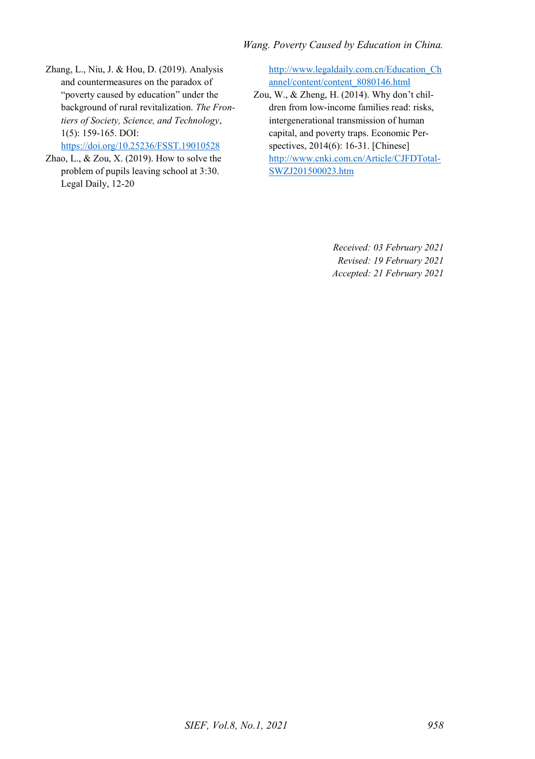Zhang, L., Niu, J. & Hou, D. (2019). Analysis and countermeasures on the paradox of "poverty caused by education" under the background of rural revitalization. *The Frontiers of Society, Science, and Technology*, 1(5): 159-165. DOI: https://doi.org/10.25236/FSST.19010528

Zhao, L., & Zou, X. (2019). How to solve the problem of pupils leaving school at 3:30. Legal Daily, 12-20 http://www.legaldaily.com.cn/Education_Channel/content/content_8080146.html

Zou, W., & Zheng, H. (2014). Why don't children from low-income families read: risks, intergenerational transmission of human capital, and poverty traps. Economic Perspectives, 2014(6): 16-31. [Chinese] http://www.cnki.com.cn/Article/CJFDTotal-SWZJ201500023.htm

*Received: 03 February 2021*
*Revised: 19 February 2021*
*Accepted: 21 February 2021*